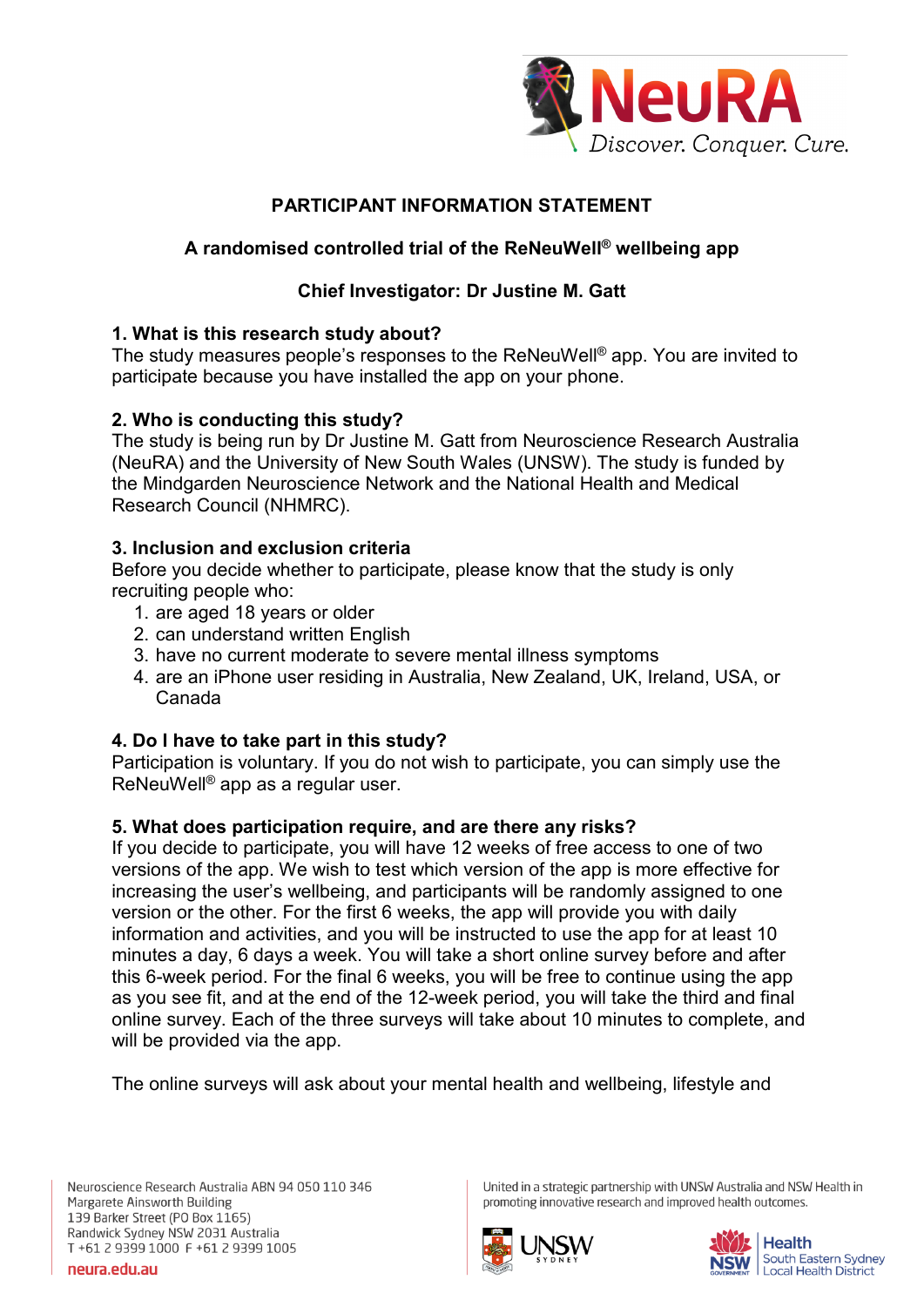# PARTICIPANT INFORMATION STATEMENT

## A randomised controlled trial of the ReNeuWell® wellbeing app

### Chief Investigator: Dr Justine M. Gatt

**1. What is this research study about?**

The study measures people's responses to the ReNeuWell® app. You are invited to participate because you have installed the app on your phone.

**2. Who is conducting this study?**

The study is being run by Dr Justine M. Gatt from Neuroscience Research Australia (NeuRA) and the University of New South Wales (UNSW). The study is funded by the Mindgarden Neuroscience Network and the National Health and Medical Research Council (NHMRC).

**3. Inclusion and exclusion criteria**

Before you decide whether to participate, please know that the study is only recruiting people who:

1. are aged 18 years or older
2. can understand written English
3. have no current moderate to severe mental illness symptoms
4. are an iPhone user residing in Australia, New Zealand, UK, Ireland, USA, or Canada

**4. Do I have to take part in this study?**

Participation is voluntary. If you do not wish to participate, you can simply use the ReNeuWell® app as a regular user.

**5. What does participation require, and are there any risks?**

If you decide to participate, you will have 12 weeks of free access to one of two versions of the app. We wish to test which version of the app is more effective for increasing the user's wellbeing, and participants will be randomly assigned to one version or the other. For the first 6 weeks, the app will provide you with daily information and activities, and you will be instructed to use the app for at least 10 minutes a day, 6 days a week. You will take a short online survey before and after this 6-week period. For the final 6 weeks, you will be free to continue using the app as you see fit, and at the end of the 12-week period, you will take the third and final online survey. Each of the three surveys will take about 10 minutes to complete, and will be provided via the app.

The online surveys will ask about your mental health and wellbeing, lifestyle and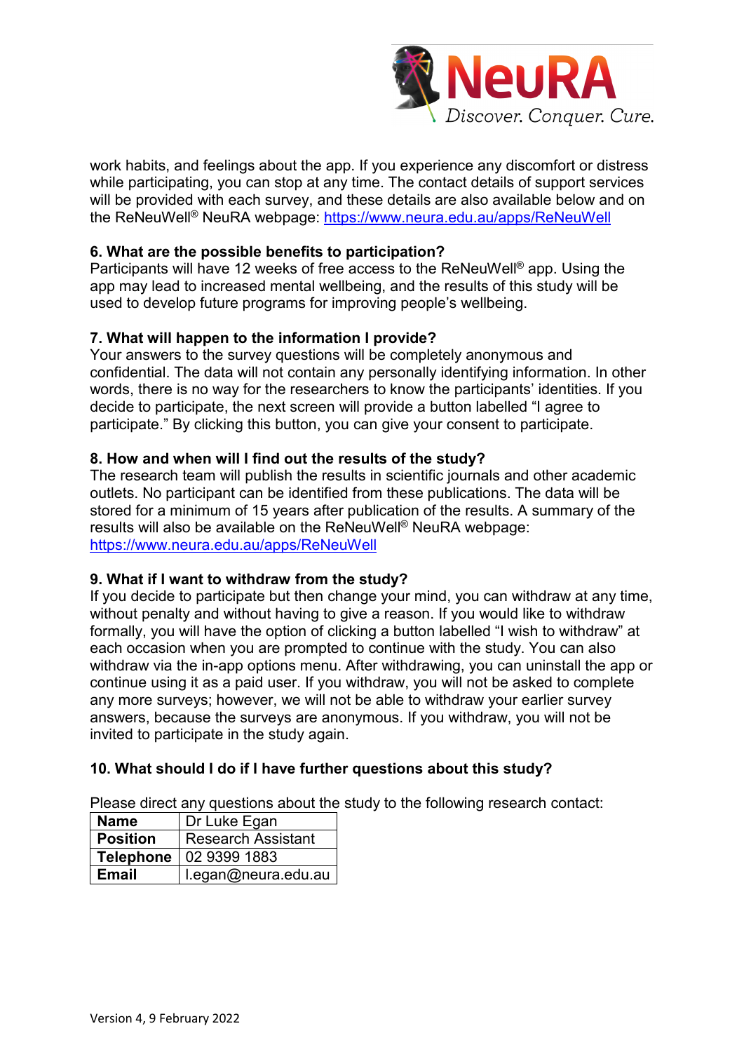work habits, and feelings about the app. If you experience any discomfort or distress while participating, you can stop at any time. The contact details of support services will be provided with each survey, and these details are also available below and on the ReNeuWell® NeuRA webpage: https://www.neura.edu.au/apps/ReNeuWell

**6. What are the possible benefits to participation?**

Participants will have 12 weeks of free access to the ReNeuWell® app. Using the app may lead to increased mental wellbeing, and the results of this study will be used to develop future programs for improving people's wellbeing.

**7. What will happen to the information I provide?**

Your answers to the survey questions will be completely anonymous and confidential. The data will not contain any personally identifying information. In other words, there is no way for the researchers to know the participants' identities. If you decide to participate, the next screen will provide a button labelled "I agree to participate." By clicking this button, you can give your consent to participate.

**8. How and when will I find out the results of the study?**

The research team will publish the results in scientific journals and other academic outlets. No participant can be identified from these publications. The data will be stored for a minimum of 15 years after publication of the results. A summary of the results will also be available on the ReNeuWell® NeuRA webpage: https://www.neura.edu.au/apps/ReNeuWell

**9. What if I want to withdraw from the study?**

If you decide to participate but then change your mind, you can withdraw at any time, without penalty and without having to give a reason. If you would like to withdraw formally, you will have the option of clicking a button labelled "I wish to withdraw" at each occasion when you are prompted to continue with the study. You can also withdraw via the in-app options menu. After withdrawing, you can uninstall the app or continue using it as a paid user. If you withdraw, you will not be asked to complete any more surveys; however, we will not be able to withdraw your earlier survey answers, because the surveys are anonymous. If you withdraw, you will not be invited to participate in the study again.

**10. What should I do if I have further questions about this study?**

Please direct any questions about the study to the following research contact:

| **Name** | Dr Luke Egan |
|---|---|
| **Position** | Research Assistant |
| **Telephone** | 02 9399 1883 |
| **Email** | l.egan@neura.edu.au |

Version 4, 9 February 2022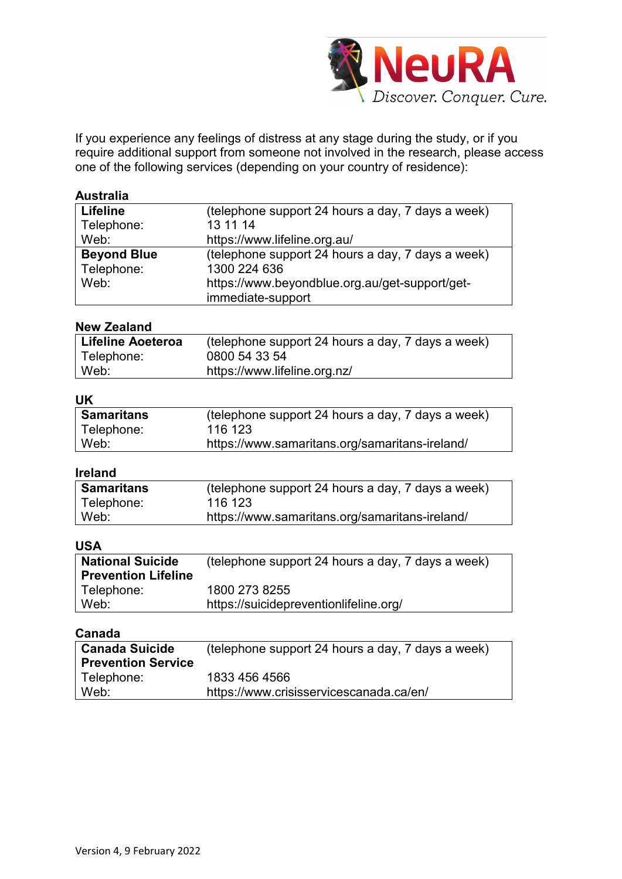If you experience any feelings of distress at any stage during the study, or if you require additional support from someone not involved in the research, please access one of the following services (depending on your country of residence):

**Australia**

| **Lifeline** | (telephone support 24 hours a day, 7 days a week) |
|---|---|
| Telephone: | 13 11 14 |
| Web: | https://www.lifeline.org.au/ |
| **Beyond Blue** | (telephone support 24 hours a day, 7 days a week) |
| Telephone: | 1300 224 636 |
| Web: | https://www.beyondblue.org.au/get-support/get-immediate-support |

**New Zealand**

| **Lifeline Aoeteroa** | (telephone support 24 hours a day, 7 days a week) |
|---|---|
| Telephone: | 0800 54 33 54 |
| Web: | https://www.lifeline.org.nz/ |

**UK**

| **Samaritans** | (telephone support 24 hours a day, 7 days a week) |
|---|---|
| Telephone: | 116 123 |
| Web: | https://www.samaritans.org/samaritans-ireland/ |

**Ireland**

| **Samaritans** | (telephone support 24 hours a day, 7 days a week) |
|---|---|
| Telephone: | 116 123 |
| Web: | https://www.samaritans.org/samaritans-ireland/ |

**USA**

| **National Suicide Prevention Lifeline** | (telephone support 24 hours a day, 7 days a week) |
|---|---|
| Telephone: | 1800 273 8255 |
| Web: | https://suicidepreventionlifeline.org/ |

**Canada**

| **Canada Suicide Prevention Service** | (telephone support 24 hours a day, 7 days a week) |
|---|---|
| Telephone: | 1833 456 4566 |
| Web: | https://www.crisisservicescanada.ca/en/ |

Version 4, 9 February 2022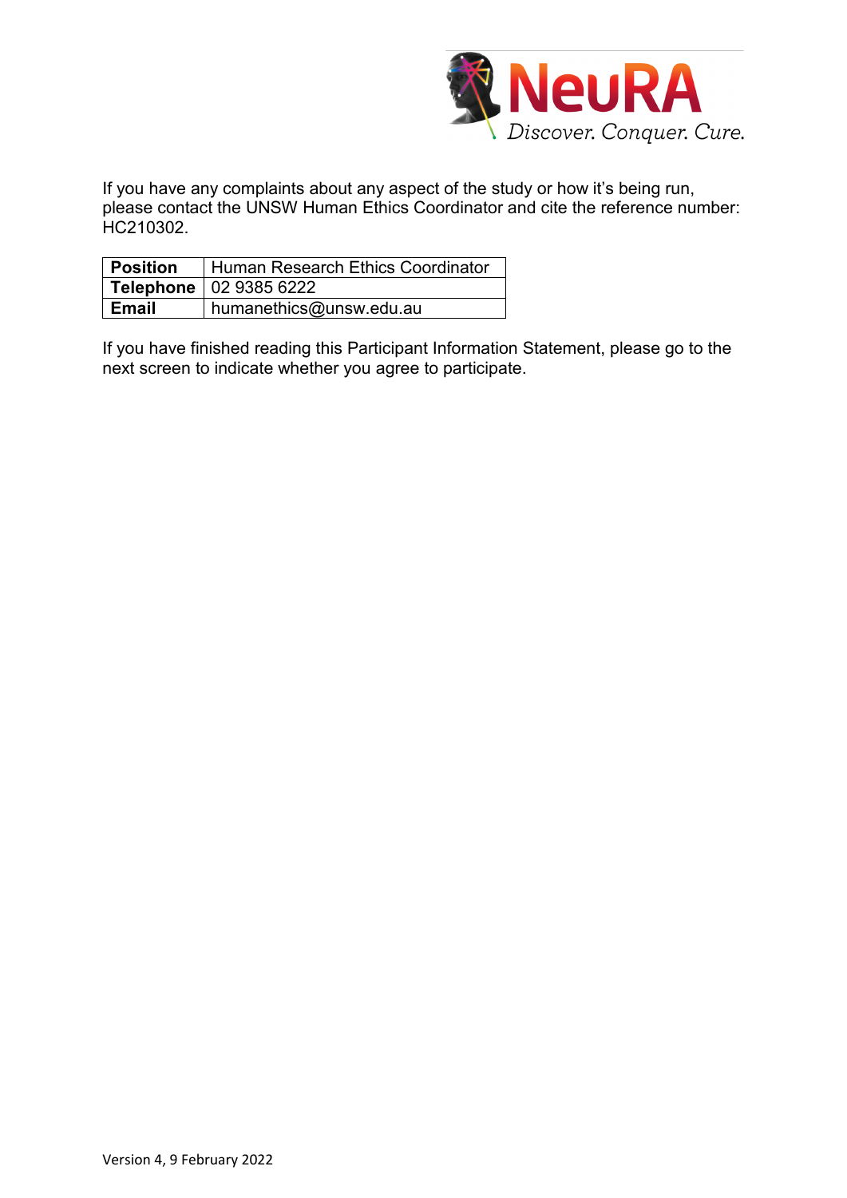If you have any complaints about any aspect of the study or how it's being run, please contact the UNSW Human Ethics Coordinator and cite the reference number: HC210302.

| **Position** | Human Research Ethics Coordinator |
|---|---|
| **Telephone** | 02 9385 6222 |
| **Email** | humanethics@unsw.edu.au |

If you have finished reading this Participant Information Statement, please go to the next screen to indicate whether you agree to participate.

Version 4, 9 February 2022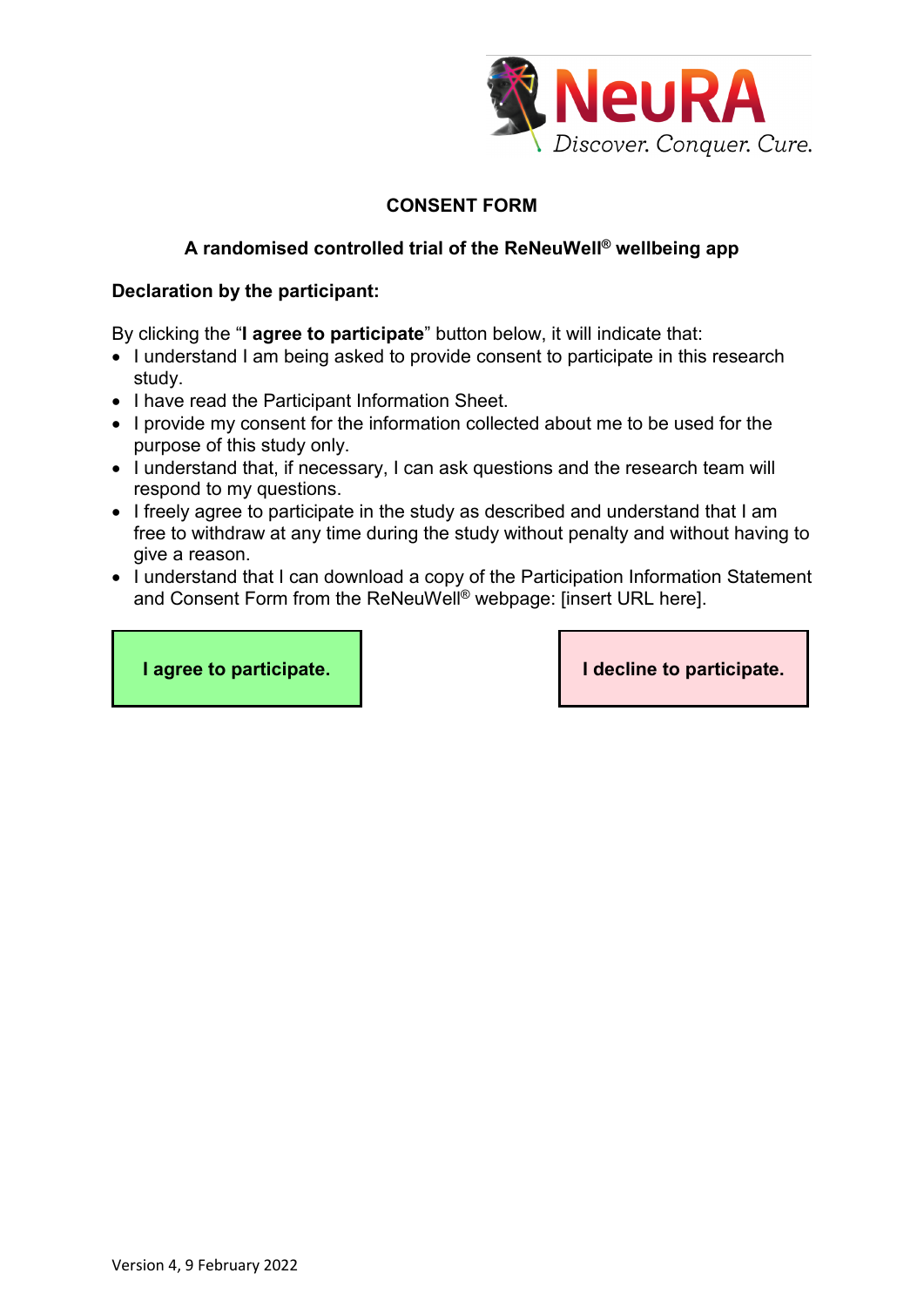NeuRA

*Discover. Conquer. Cure.*

**CONSENT FORM**

**A randomised controlled trial of the ReNeuWell® wellbeing app**

**Declaration by the participant:**

By clicking the "**I agree to participate**" button below, it will indicate that:

- I understand I am being asked to provide consent to participate in this research study.
- I have read the Participant Information Sheet.
- I provide my consent for the information collected about me to be used for the purpose of this study only.
- I understand that, if necessary, I can ask questions and the research team will respond to my questions.
- I freely agree to participate in the study as described and understand that I am free to withdraw at any time during the study without penalty and without having to give a reason.
- I understand that I can download a copy of the Participation Information Statement and Consent Form from the ReNeuWell® webpage: [insert URL here].

**I agree to participate.**

**I decline to participate.**

Version 4, 9 February 2022